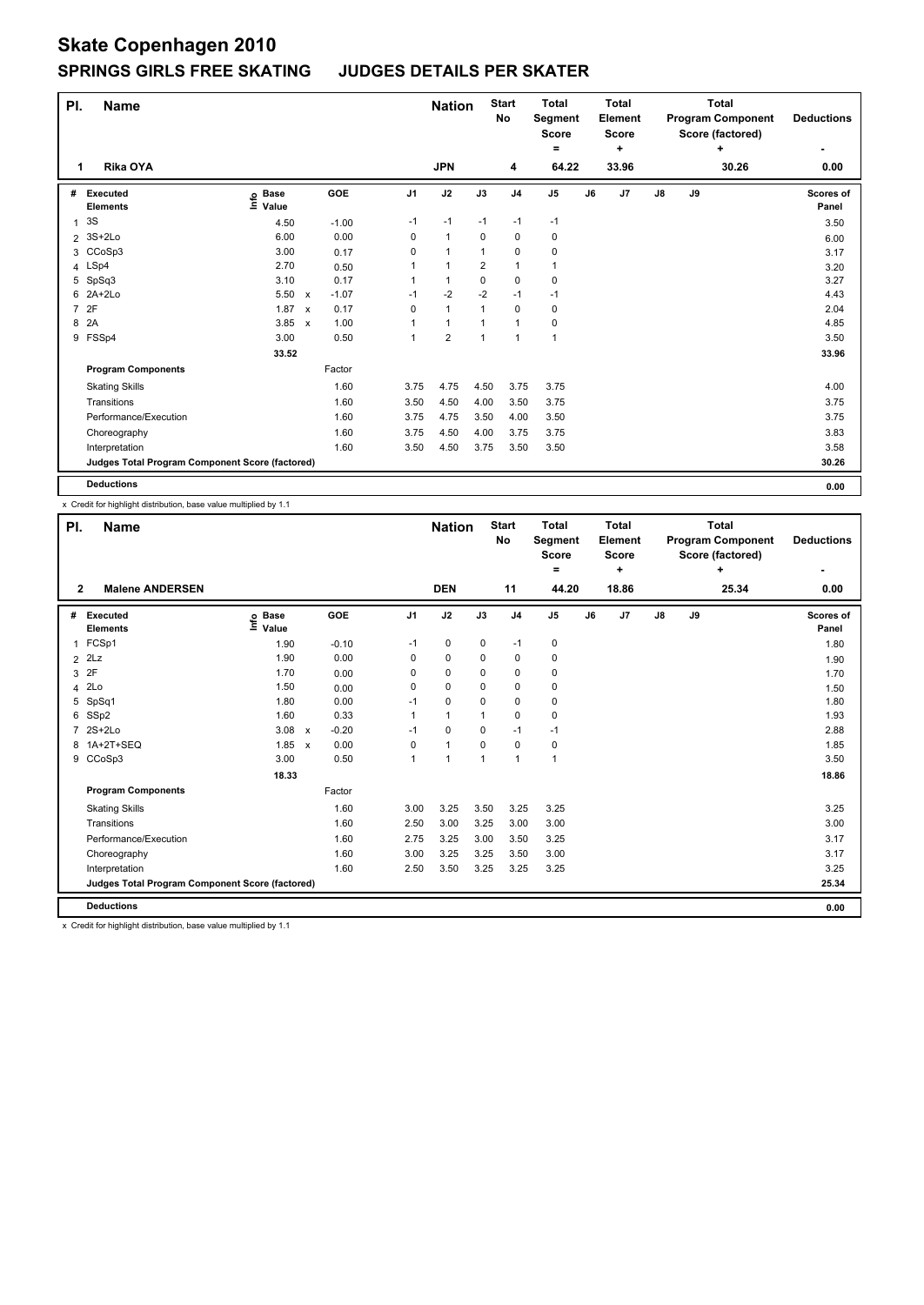# Skate Copenhagen 2010

## SPRINGS GIRLS FREE SKATING JUDGES DETAILS PER SKATER

| Pl. | Name | Nation | Start No | Total Segment Score = | Total Element Score + | Total Program Component Score (factored) + | Deductions - |
|---|---|---|---|---|---|---|---|
| 1 | Rika OYA | JPN | 4 | 64.22 | 33.96 | 30.26 | 0.00 |

| # | Executed Elements | Info | Base Value | | GOE | J1 | J2 | J3 | J4 | J5 | J6 | J7 | J8 | J9 | Scores of Panel |
|---|---|---|---|---|---|---|---|---|---|---|---|---|---|---|---|
| 1 | 3S | | 4.50 | | -1.00 | -1 | -1 | -1 | -1 | -1 | | | | | 3.50 |
| 2 | 3S+2Lo | | 6.00 | | 0.00 | 0 | 1 | 0 | 0 | 0 | | | | | 6.00 |
| 3 | CCoSp3 | | 3.00 | | 0.17 | 0 | 1 | 1 | 0 | 0 | | | | | 3.17 |
| 4 | LSp4 | | 2.70 | | 0.50 | 1 | 1 | 2 | 1 | 1 | | | | | 3.20 |
| 5 | SpSq3 | | 3.10 | | 0.17 | 1 | 1 | 0 | 0 | 0 | | | | | 3.27 |
| 6 | 2A+2Lo | | 5.50 | x | -1.07 | -1 | -2 | -2 | -1 | -1 | | | | | 4.43 |
| 7 | 2F | | 1.87 | x | 0.17 | 0 | 1 | 1 | 0 | 0 | | | | | 2.04 |
| 8 | 2A | | 3.85 | x | 1.00 | 1 | 1 | 1 | 1 | 0 | | | | | 4.85 |
| 9 | FSSp4 | | 3.00 | | 0.50 | 1 | 2 | 1 | 1 | 1 | | | | | 3.50 |
| | | | 33.52 | | | | | | | | | | | | 33.96 |
| | **Program Components** | | | | Factor | | | | | | | | | | |
| | Skating Skills | | | | 1.60 | 3.75 | 4.75 | 4.50 | 3.75 | 3.75 | | | | | 4.00 |
| | Transitions | | | | 1.60 | 3.50 | 4.50 | 4.00 | 3.50 | 3.75 | | | | | 3.75 |
| | Performance/Execution | | | | 1.60 | 3.75 | 4.75 | 3.50 | 4.00 | 3.50 | | | | | 3.75 |
| | Choreography | | | | 1.60 | 3.75 | 4.50 | 4.00 | 3.75 | 3.75 | | | | | 3.83 |
| | Interpretation | | | | 1.60 | 3.50 | 4.50 | 3.75 | 3.50 | 3.50 | | | | | 3.58 |
| | **Judges Total Program Component Score (factored)** | | | | | | | | | | | | | | 30.26 |
| | **Deductions** | | | | | | | | | | | | | | 0.00 |

x Credit for highlight distribution, base value multiplied by 1.1

| Pl. | Name | Nation | Start No | Total Segment Score = | Total Element Score + | Total Program Component Score (factored) + | Deductions - |
|---|---|---|---|---|---|---|---|
| 2 | Malene ANDERSEN | DEN | 11 | 44.20 | 18.86 | 25.34 | 0.00 |

| # | Executed Elements | Info | Base Value | | GOE | J1 | J2 | J3 | J4 | J5 | J6 | J7 | J8 | J9 | Scores of Panel |
|---|---|---|---|---|---|---|---|---|---|---|---|---|---|---|---|
| 1 | FCSp1 | | 1.90 | | -0.10 | -1 | 0 | 0 | -1 | 0 | | | | | 1.80 |
| 2 | 2Lz | | 1.90 | | 0.00 | 0 | 0 | 0 | 0 | 0 | | | | | 1.90 |
| 3 | 2F | | 1.70 | | 0.00 | 0 | 0 | 0 | 0 | 0 | | | | | 1.70 |
| 4 | 2Lo | | 1.50 | | 0.00 | 0 | 0 | 0 | 0 | 0 | | | | | 1.50 |
| 5 | SpSq1 | | 1.80 | | 0.00 | -1 | 0 | 0 | 0 | 0 | | | | | 1.80 |
| 6 | SSp2 | | 1.60 | | 0.33 | 1 | 1 | 1 | 0 | 0 | | | | | 1.93 |
| 7 | 2S+2Lo | | 3.08 | x | -0.20 | -1 | 0 | 0 | -1 | -1 | | | | | 2.88 |
| 8 | 1A+2T+SEQ | | 1.85 | x | 0.00 | 0 | 1 | 0 | 0 | 0 | | | | | 1.85 |
| 9 | CCoSp3 | | 3.00 | | 0.50 | 1 | 1 | 1 | 1 | 1 | | | | | 3.50 |
| | | | 18.33 | | | | | | | | | | | | 18.86 |
| | **Program Components** | | | | Factor | | | | | | | | | | |
| | Skating Skills | | | | 1.60 | 3.00 | 3.25 | 3.50 | 3.25 | 3.25 | | | | | 3.25 |
| | Transitions | | | | 1.60 | 2.50 | 3.00 | 3.25 | 3.00 | 3.00 | | | | | 3.00 |
| | Performance/Execution | | | | 1.60 | 2.75 | 3.25 | 3.00 | 3.50 | 3.25 | | | | | 3.17 |
| | Choreography | | | | 1.60 | 3.00 | 3.25 | 3.25 | 3.50 | 3.00 | | | | | 3.17 |
| | Interpretation | | | | 1.60 | 2.50 | 3.50 | 3.25 | 3.25 | 3.25 | | | | | 3.25 |
| | **Judges Total Program Component Score (factored)** | | | | | | | | | | | | | | 25.34 |
| | **Deductions** | | | | | | | | | | | | | | 0.00 |

x Credit for highlight distribution, base value multiplied by 1.1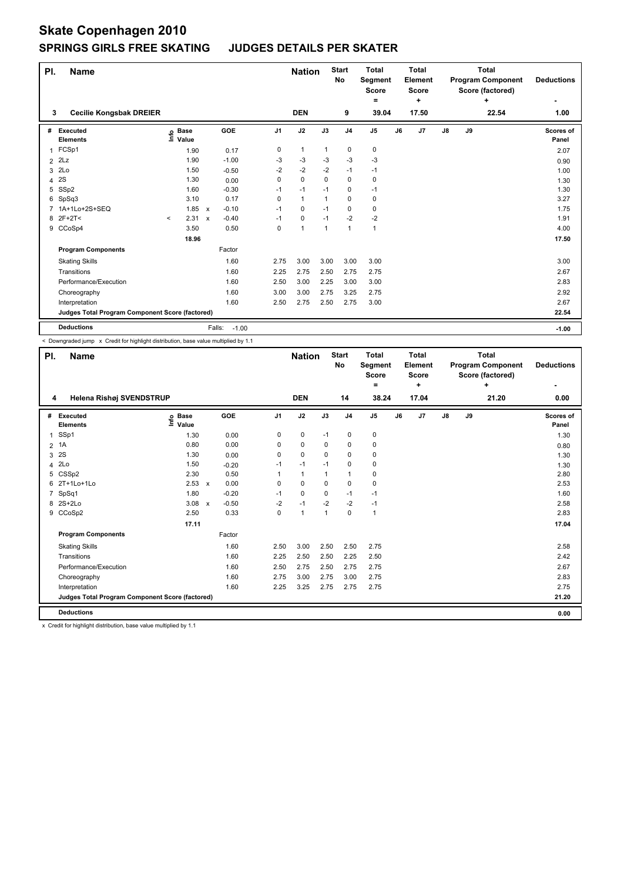# Skate Copenhagen 2010

## SPRINGS GIRLS FREE SKATING JUDGES DETAILS PER SKATER

| Pl. | Name | Nation | Start No | Total Segment Score = | Total Element Score + | Total Program Component Score (factored) + | Deductions - |
|---|---|---|---|---|---|---|---|
| 3 | Cecilie Kongsbak DREIER | DEN | 9 | 39.04 | 17.50 | 22.54 | 1.00 |

| # | Executed Elements | Info | Base Value | | GOE | J1 | J2 | J3 | J4 | J5 | J6 | J7 | J8 | J9 | Scores of Panel |
|---|---|---|---|---|---|---|---|---|---|---|---|---|---|---|---|
| 1 | FCSp1 | | 1.90 | | 0.17 | 0 | 1 | 1 | 0 | 0 | | | | | 2.07 |
| 2 | 2Lz | | 1.90 | | -1.00 | -3 | -3 | -3 | -3 | -3 | | | | | 0.90 |
| 3 | 2Lo | | 1.50 | | -0.50 | -2 | -2 | -2 | -1 | -1 | | | | | 1.00 |
| 4 | 2S | | 1.30 | | 0.00 | 0 | 0 | 0 | 0 | 0 | | | | | 1.30 |
| 5 | SSp2 | | 1.60 | | -0.30 | -1 | -1 | -1 | 0 | -1 | | | | | 1.30 |
| 6 | SpSq3 | | 3.10 | | 0.17 | 0 | 1 | 1 | 0 | 0 | | | | | 3.27 |
| 7 | 1A+1Lo+2S+SEQ | | 1.85 | x | -0.10 | -1 | 0 | -1 | 0 | 0 | | | | | 1.75 |
| 8 | 2F+2T< | < | 2.31 | x | -0.40 | -1 | 0 | -1 | -2 | -2 | | | | | 1.91 |
| 9 | CCoSp4 | | 3.50 | | 0.50 | 0 | 1 | 1 | 1 | 1 | | | | | 4.00 |
| | | | 18.96 | | | | | | | | | | | | 17.50 |
| | **Program Components** | | | | Factor | | | | | | | | | | |
| | Skating Skills | | | | 1.60 | 2.75 | 3.00 | 3.00 | 3.00 | 3.00 | | | | | 3.00 |
| | Transitions | | | | 1.60 | 2.25 | 2.75 | 2.50 | 2.75 | 2.75 | | | | | 2.67 |
| | Performance/Execution | | | | 1.60 | 2.50 | 3.00 | 2.25 | 3.00 | 3.00 | | | | | 2.83 |
| | Choreography | | | | 1.60 | 3.00 | 3.00 | 2.75 | 3.25 | 2.75 | | | | | 2.92 |
| | Interpretation | | | | 1.60 | 2.50 | 2.75 | 2.50 | 2.75 | 3.00 | | | | | 2.67 |
| | **Judges Total Program Component Score (factored)** | | | | | | | | | | | | | | 22.54 |
| | **Deductions** | | | | Falls: -1.00 | | | | | | | | | | -1.00 |

< Downgraded jump x Credit for highlight distribution, base value multiplied by 1.1

| Pl. | Name | Nation | Start No | Total Segment Score = | Total Element Score + | Total Program Component Score (factored) + | Deductions - |
|---|---|---|---|---|---|---|---|
| 4 | Helena Rishøj SVENDSTRUP | DEN | 14 | 38.24 | 17.04 | 21.20 | 0.00 |

| # | Executed Elements | Info | Base Value | | GOE | J1 | J2 | J3 | J4 | J5 | J6 | J7 | J8 | J9 | Scores of Panel |
|---|---|---|---|---|---|---|---|---|---|---|---|---|---|---|---|
| 1 | SSp1 | | 1.30 | | 0.00 | 0 | 0 | -1 | 0 | 0 | | | | | 1.30 |
| 2 | 1A | | 0.80 | | 0.00 | 0 | 0 | 0 | 0 | 0 | | | | | 0.80 |
| 3 | 2S | | 1.30 | | 0.00 | 0 | 0 | 0 | 0 | 0 | | | | | 1.30 |
| 4 | 2Lo | | 1.50 | | -0.20 | -1 | -1 | -1 | 0 | 0 | | | | | 1.30 |
| 5 | CSSp2 | | 2.30 | | 0.50 | 1 | 1 | 1 | 1 | 0 | | | | | 2.80 |
| 6 | 2T+1Lo+1Lo | | 2.53 | x | 0.00 | 0 | 0 | 0 | 0 | 0 | | | | | 2.53 |
| 7 | SpSq1 | | 1.80 | | -0.20 | -1 | 0 | 0 | -1 | -1 | | | | | 1.60 |
| 8 | 2S+2Lo | | 3.08 | x | -0.50 | -2 | -1 | -2 | -2 | -1 | | | | | 2.58 |
| 9 | CCoSp2 | | 2.50 | | 0.33 | 0 | 1 | 1 | 0 | 1 | | | | | 2.83 |
| | | | 17.11 | | | | | | | | | | | | 17.04 |
| | **Program Components** | | | | Factor | | | | | | | | | | |
| | Skating Skills | | | | 1.60 | 2.50 | 3.00 | 2.50 | 2.50 | 2.75 | | | | | 2.58 |
| | Transitions | | | | 1.60 | 2.25 | 2.50 | 2.50 | 2.25 | 2.50 | | | | | 2.42 |
| | Performance/Execution | | | | 1.60 | 2.50 | 2.75 | 2.50 | 2.75 | 2.75 | | | | | 2.67 |
| | Choreography | | | | 1.60 | 2.75 | 3.00 | 2.75 | 3.00 | 2.75 | | | | | 2.83 |
| | Interpretation | | | | 1.60 | 2.25 | 3.25 | 2.75 | 2.75 | 2.75 | | | | | 2.75 |
| | **Judges Total Program Component Score (factored)** | | | | | | | | | | | | | | 21.20 |
| | **Deductions** | | | | | | | | | | | | | | 0.00 |

x Credit for highlight distribution, base value multiplied by 1.1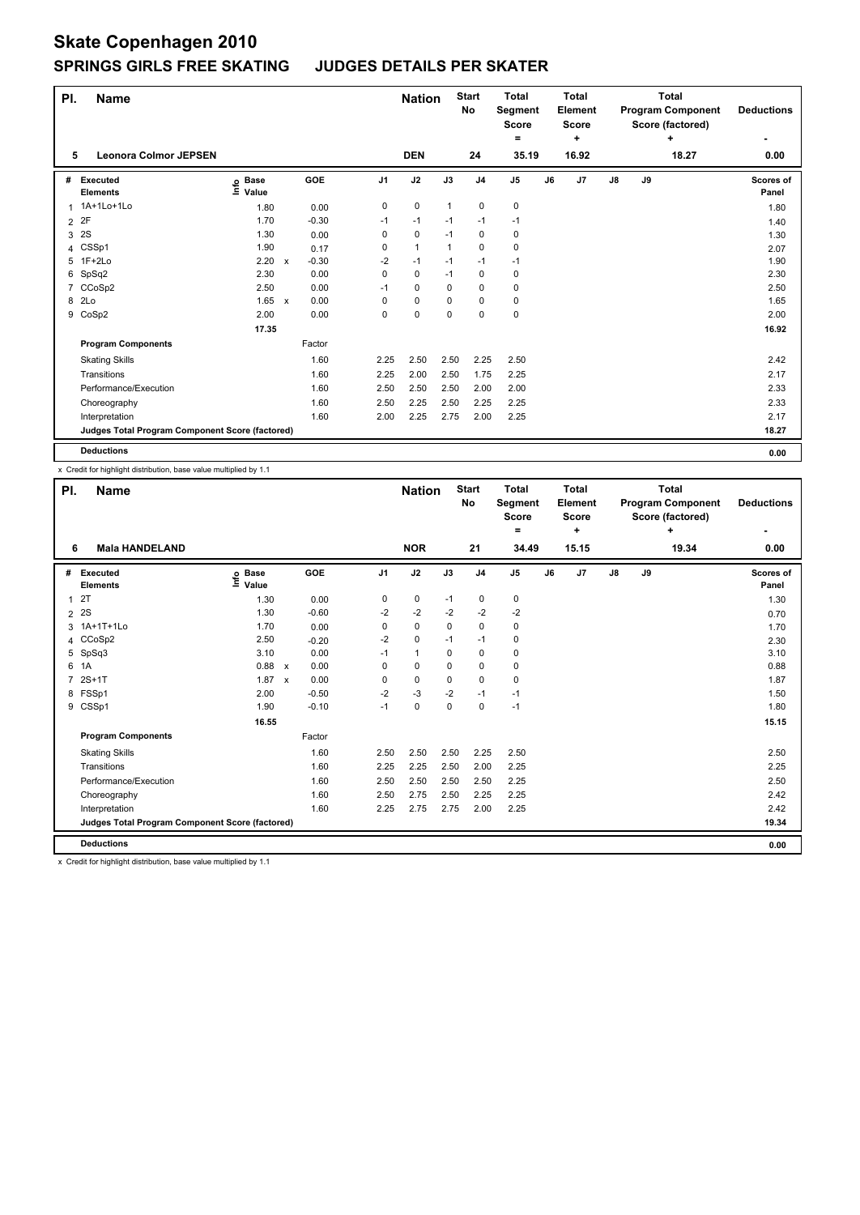# Skate Copenhagen 2010

## SPRINGS GIRLS FREE SKATING JUDGES DETAILS PER SKATER

| Pl. | Name | Nation | Start No | Total Segment Score = | Total Element Score + | Total Program Component Score (factored) + | Deductions - |
|---|---|---|---|---|---|---|---|
| 5 | Leonora Colmor JEPSEN | DEN | 24 | 35.19 | 16.92 | 18.27 | 0.00 |

| # | Executed Elements | Info | Base Value | | GOE | J1 | J2 | J3 | J4 | J5 | J6 | J7 | J8 | J9 | Scores of Panel |
|---|---|---|---|---|---|---|---|---|---|---|---|---|---|---|---|
| 1 | 1A+1Lo+1Lo | | 1.80 | | 0.00 | 0 | 0 | 1 | 0 | 0 | | | | | 1.80 |
| 2 | 2F | | 1.70 | | -0.30 | -1 | -1 | -1 | -1 | -1 | | | | | 1.40 |
| 3 | 2S | | 1.30 | | 0.00 | 0 | 0 | -1 | 0 | 0 | | | | | 1.30 |
| 4 | CSSp1 | | 1.90 | | 0.17 | 0 | 1 | 1 | 0 | 0 | | | | | 2.07 |
| 5 | 1F+2Lo | | 2.20 | x | -0.30 | -2 | -1 | -1 | -1 | -1 | | | | | 1.90 |
| 6 | SpSq2 | | 2.30 | | 0.00 | 0 | 0 | -1 | 0 | 0 | | | | | 2.30 |
| 7 | CCoSp2 | | 2.50 | | 0.00 | -1 | 0 | 0 | 0 | 0 | | | | | 2.50 |
| 8 | 2Lo | | 1.65 | x | 0.00 | 0 | 0 | 0 | 0 | 0 | | | | | 1.65 |
| 9 | CoSp2 | | 2.00 | | 0.00 | 0 | 0 | 0 | 0 | 0 | | | | | 2.00 |
| | | | 17.35 | | | | | | | | | | | | 16.92 |
| | **Program Components** | | | | Factor | | | | | | | | | | |
| | Skating Skills | | | | 1.60 | 2.25 | 2.50 | 2.50 | 2.25 | 2.50 | | | | | 2.42 |
| | Transitions | | | | 1.60 | 2.25 | 2.00 | 2.50 | 1.75 | 2.25 | | | | | 2.17 |
| | Performance/Execution | | | | 1.60 | 2.50 | 2.50 | 2.50 | 2.00 | 2.00 | | | | | 2.33 |
| | Choreography | | | | 1.60 | 2.50 | 2.25 | 2.50 | 2.25 | 2.25 | | | | | 2.33 |
| | Interpretation | | | | 1.60 | 2.00 | 2.25 | 2.75 | 2.00 | 2.25 | | | | | 2.17 |
| | **Judges Total Program Component Score (factored)** | | | | | | | | | | | | | | 18.27 |
| | **Deductions** | | | | | | | | | | | | | | 0.00 |

x Credit for highlight distribution, base value multiplied by 1.1

| Pl. | Name | Nation | Start No | Total Segment Score = | Total Element Score + | Total Program Component Score (factored) + | Deductions - |
|---|---|---|---|---|---|---|---|
| 6 | Mala HANDELAND | NOR | 21 | 34.49 | 15.15 | 19.34 | 0.00 |

| # | Executed Elements | Info | Base Value | | GOE | J1 | J2 | J3 | J4 | J5 | J6 | J7 | J8 | J9 | Scores of Panel |
|---|---|---|---|---|---|---|---|---|---|---|---|---|---|---|---|
| 1 | 2T | | 1.30 | | 0.00 | 0 | 0 | -1 | 0 | 0 | | | | | 1.30 |
| 2 | 2S | | 1.30 | | -0.60 | -2 | -2 | -2 | -2 | -2 | | | | | 0.70 |
| 3 | 1A+1T+1Lo | | 1.70 | | 0.00 | 0 | 0 | 0 | 0 | 0 | | | | | 1.70 |
| 4 | CCoSp2 | | 2.50 | | -0.20 | -2 | 0 | -1 | -1 | 0 | | | | | 2.30 |
| 5 | SpSq3 | | 3.10 | | 0.00 | -1 | 1 | 0 | 0 | 0 | | | | | 3.10 |
| 6 | 1A | | 0.88 | x | 0.00 | 0 | 0 | 0 | 0 | 0 | | | | | 0.88 |
| 7 | 2S+1T | | 1.87 | x | 0.00 | 0 | 0 | 0 | 0 | 0 | | | | | 1.87 |
| 8 | FSSp1 | | 2.00 | | -0.50 | -2 | -3 | -2 | -1 | -1 | | | | | 1.50 |
| 9 | CSSp1 | | 1.90 | | -0.10 | -1 | 0 | 0 | 0 | -1 | | | | | 1.80 |
| | | | 16.55 | | | | | | | | | | | | 15.15 |
| | **Program Components** | | | | Factor | | | | | | | | | | |
| | Skating Skills | | | | 1.60 | 2.50 | 2.50 | 2.50 | 2.25 | 2.50 | | | | | 2.50 |
| | Transitions | | | | 1.60 | 2.25 | 2.25 | 2.50 | 2.00 | 2.25 | | | | | 2.25 |
| | Performance/Execution | | | | 1.60 | 2.50 | 2.50 | 2.50 | 2.50 | 2.25 | | | | | 2.50 |
| | Choreography | | | | 1.60 | 2.50 | 2.75 | 2.50 | 2.25 | 2.25 | | | | | 2.42 |
| | Interpretation | | | | 1.60 | 2.25 | 2.75 | 2.75 | 2.00 | 2.25 | | | | | 2.42 |
| | **Judges Total Program Component Score (factored)** | | | | | | | | | | | | | | 19.34 |
| | **Deductions** | | | | | | | | | | | | | | 0.00 |

x Credit for highlight distribution, base value multiplied by 1.1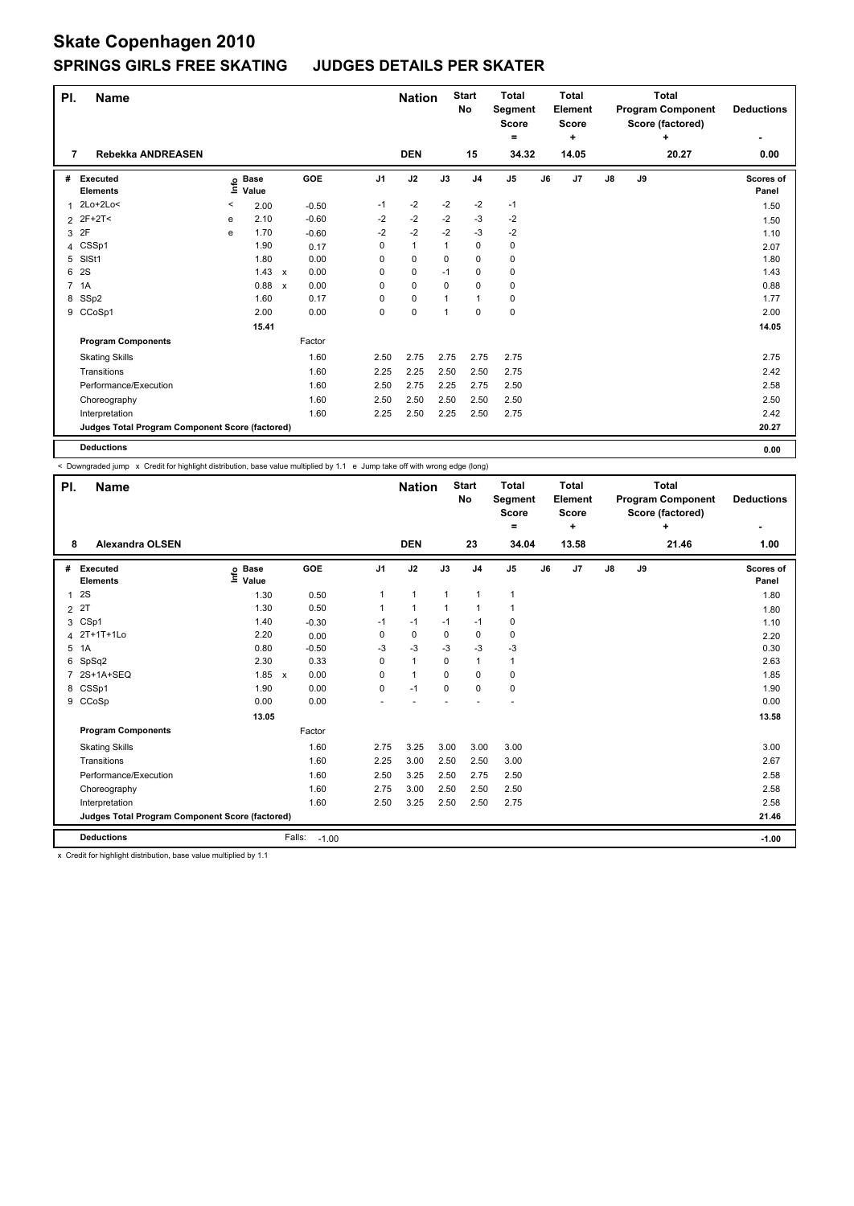# Skate Copenhagen 2010

## SPRINGS GIRLS FREE SKATING JUDGES DETAILS PER SKATER

| Pl. | Name | Nation | Start No | Total Segment Score = | Total Element Score + | Total Program Component Score (factored) + | Deductions - |
|---|---|---|---|---|---|---|---|
| 7 | Rebekka ANDREASEN | DEN | 15 | 34.32 | 14.05 | 20.27 | 0.00 |

| # | Executed Elements | Info | Base Value | | GOE | J1 | J2 | J3 | J4 | J5 | J6 | J7 | J8 | J9 | Scores of Panel |
|---|---|---|---|---|---|---|---|---|---|---|---|---|---|---|---|
| 1 | 2Lo+2Lo< | < | 2.00 | | -0.50 | -1 | -2 | -2 | -2 | -1 | | | | | 1.50 |
| 2 | 2F+2T< | e | 2.10 | | -0.60 | -2 | -2 | -2 | -3 | -2 | | | | | 1.50 |
| 3 | 2F | e | 1.70 | | -0.60 | -2 | -2 | -2 | -3 | -2 | | | | | 1.10 |
| 4 | CSSp1 | | 1.90 | | 0.17 | 0 | 1 | 1 | 0 | 0 | | | | | 2.07 |
| 5 | SlSt1 | | 1.80 | | 0.00 | 0 | 0 | 0 | 0 | 0 | | | | | 1.80 |
| 6 | 2S | | 1.43 | x | 0.00 | 0 | 0 | -1 | 0 | 0 | | | | | 1.43 |
| 7 | 1A | | 0.88 | x | 0.00 | 0 | 0 | 0 | 0 | 0 | | | | | 0.88 |
| 8 | SSp2 | | 1.60 | | 0.17 | 0 | 0 | 1 | 1 | 0 | | | | | 1.77 |
| 9 | CCoSp1 | | 2.00 | | 0.00 | 0 | 0 | 1 | 0 | 0 | | | | | 2.00 |
| | | | 15.41 | | | | | | | | | | | | 14.05 |
| | **Program Components** | | | | Factor | | | | | | | | | | |
| | Skating Skills | | | | 1.60 | 2.50 | 2.75 | 2.75 | 2.75 | 2.75 | | | | | 2.75 |
| | Transitions | | | | 1.60 | 2.25 | 2.25 | 2.50 | 2.50 | 2.75 | | | | | 2.42 |
| | Performance/Execution | | | | 1.60 | 2.50 | 2.75 | 2.25 | 2.75 | 2.50 | | | | | 2.58 |
| | Choreography | | | | 1.60 | 2.50 | 2.50 | 2.50 | 2.50 | 2.50 | | | | | 2.50 |
| | Interpretation | | | | 1.60 | 2.25 | 2.50 | 2.25 | 2.50 | 2.75 | | | | | 2.42 |
| | **Judges Total Program Component Score (factored)** | | | | | | | | | | | | | | 20.27 |
| | **Deductions** | | | | | | | | | | | | | | 0.00 |

< Downgraded jump x Credit for highlight distribution, base value multiplied by 1.1 e Jump take off with wrong edge (long)

| Pl. | Name | Nation | Start No | Total Segment Score = | Total Element Score + | Total Program Component Score (factored) + | Deductions - |
|---|---|---|---|---|---|---|---|
| 8 | Alexandra OLSEN | DEN | 23 | 34.04 | 13.58 | 21.46 | 1.00 |

| # | Executed Elements | Info | Base Value | | GOE | J1 | J2 | J3 | J4 | J5 | J6 | J7 | J8 | J9 | Scores of Panel |
|---|---|---|---|---|---|---|---|---|---|---|---|---|---|---|---|
| 1 | 2S | | 1.30 | | 0.50 | 1 | 1 | 1 | 1 | 1 | | | | | 1.80 |
| 2 | 2T | | 1.30 | | 0.50 | 1 | 1 | 1 | 1 | 1 | | | | | 1.80 |
| 3 | CSp1 | | 1.40 | | -0.30 | -1 | -1 | -1 | -1 | 0 | | | | | 1.10 |
| 4 | 2T+1T+1Lo | | 2.20 | | 0.00 | 0 | 0 | 0 | 0 | 0 | | | | | 2.20 |
| 5 | 1A | | 0.80 | | -0.50 | -3 | -3 | -3 | -3 | -3 | | | | | 0.30 |
| 6 | SpSq2 | | 2.30 | | 0.33 | 0 | 1 | 0 | 1 | 1 | | | | | 2.63 |
| 7 | 2S+1A+SEQ | | 1.85 | x | 0.00 | 0 | 1 | 0 | 0 | 0 | | | | | 1.85 |
| 8 | CSSp1 | | 1.90 | | 0.00 | 0 | -1 | 0 | 0 | 0 | | | | | 1.90 |
| 9 | CCoSp | | 0.00 | | 0.00 | - | - | - | - | - | | | | | 0.00 |
| | | | 13.05 | | | | | | | | | | | | 13.58 |
| | **Program Components** | | | | Factor | | | | | | | | | | |
| | Skating Skills | | | | 1.60 | 2.75 | 3.25 | 3.00 | 3.00 | 3.00 | | | | | 3.00 |
| | Transitions | | | | 1.60 | 2.25 | 3.00 | 2.50 | 2.50 | 3.00 | | | | | 2.67 |
| | Performance/Execution | | | | 1.60 | 2.50 | 3.25 | 2.50 | 2.75 | 2.50 | | | | | 2.58 |
| | Choreography | | | | 1.60 | 2.75 | 3.00 | 2.50 | 2.50 | 2.50 | | | | | 2.58 |
| | Interpretation | | | | 1.60 | 2.50 | 3.25 | 2.50 | 2.50 | 2.75 | | | | | 2.58 |
| | **Judges Total Program Component Score (factored)** | | | | | | | | | | | | | | 21.46 |
| | **Deductions** | | | | Falls: -1.00 | | | | | | | | | | -1.00 |

x Credit for highlight distribution, base value multiplied by 1.1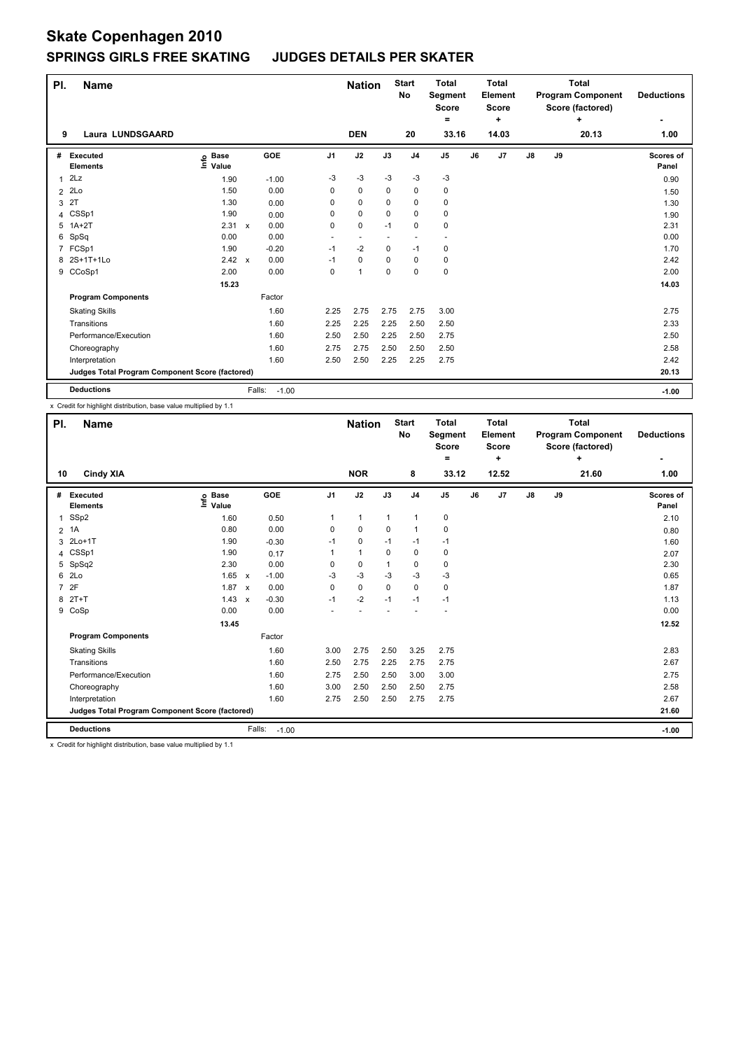# Skate Copenhagen 2010

## SPRINGS GIRLS FREE SKATING JUDGES DETAILS PER SKATER

| Pl. | Name | Nation | Start No | Total Segment Score = | Total Element Score + | Total Program Component Score (factored) + | Deductions - |
|---|---|---|---|---|---|---|---|
| 9 | Laura LUNDSGAARD | DEN | 20 | 33.16 | 14.03 | 20.13 | 1.00 |

| # | Executed Elements | Info | Base Value | | GOE | J1 | J2 | J3 | J4 | J5 | J6 | J7 | J8 | J9 | Scores of Panel |
|---|---|---|---|---|---|---|---|---|---|---|---|---|---|---|---|
| 1 | 2Lz | | 1.90 | | -1.00 | -3 | -3 | -3 | -3 | -3 | | | | | 0.90 |
| 2 | 2Lo | | 1.50 | | 0.00 | 0 | 0 | 0 | 0 | 0 | | | | | 1.50 |
| 3 | 2T | | 1.30 | | 0.00 | 0 | 0 | 0 | 0 | 0 | | | | | 1.30 |
| 4 | CSSp1 | | 1.90 | | 0.00 | 0 | 0 | 0 | 0 | 0 | | | | | 1.90 |
| 5 | 1A+2T | | 2.31 | x | 0.00 | 0 | 0 | -1 | 0 | 0 | | | | | 2.31 |
| 6 | SpSq | | 0.00 | | 0.00 | - | - | - | - | - | | | | | 0.00 |
| 7 | FCSp1 | | 1.90 | | -0.20 | -1 | -2 | 0 | -1 | 0 | | | | | 1.70 |
| 8 | 2S+1T+1Lo | | 2.42 | x | 0.00 | -1 | 0 | 0 | 0 | 0 | | | | | 2.42 |
| 9 | CCoSp1 | | 2.00 | | 0.00 | 0 | 1 | 0 | 0 | 0 | | | | | 2.00 |
| | | | 15.23 | | | | | | | | | | | | 14.03 |
| | **Program Components** | | | | Factor | | | | | | | | | | |
| | Skating Skills | | | | 1.60 | 2.25 | 2.75 | 2.75 | 2.75 | 3.00 | | | | | 2.75 |
| | Transitions | | | | 1.60 | 2.25 | 2.25 | 2.25 | 2.50 | 2.50 | | | | | 2.33 |
| | Performance/Execution | | | | 1.60 | 2.50 | 2.50 | 2.25 | 2.50 | 2.75 | | | | | 2.50 |
| | Choreography | | | | 1.60 | 2.75 | 2.75 | 2.50 | 2.50 | 2.50 | | | | | 2.58 |
| | Interpretation | | | | 1.60 | 2.50 | 2.50 | 2.25 | 2.25 | 2.75 | | | | | 2.42 |
| | **Judges Total Program Component Score (factored)** | | | | | | | | | | | | | | 20.13 |
| | **Deductions** | | | | Falls: -1.00 | | | | | | | | | | -1.00 |

x Credit for highlight distribution, base value multiplied by 1.1

| Pl. | Name | Nation | Start No | Total Segment Score = | Total Element Score + | Total Program Component Score (factored) + | Deductions - |
|---|---|---|---|---|---|---|---|
| 10 | Cindy XIA | NOR | 8 | 33.12 | 12.52 | 21.60 | 1.00 |

| # | Executed Elements | Info | Base Value | | GOE | J1 | J2 | J3 | J4 | J5 | J6 | J7 | J8 | J9 | Scores of Panel |
|---|---|---|---|---|---|---|---|---|---|---|---|---|---|---|---|
| 1 | SSp2 | | 1.60 | | 0.50 | 1 | 1 | 1 | 1 | 0 | | | | | 2.10 |
| 2 | 1A | | 0.80 | | 0.00 | 0 | 0 | 0 | 1 | 0 | | | | | 0.80 |
| 3 | 2Lo+1T | | 1.90 | | -0.30 | -1 | 0 | -1 | -1 | -1 | | | | | 1.60 |
| 4 | CSSp1 | | 1.90 | | 0.17 | 1 | 1 | 0 | 0 | 0 | | | | | 2.07 |
| 5 | SpSq2 | | 2.30 | | 0.00 | 0 | 0 | 1 | 0 | 0 | | | | | 2.30 |
| 6 | 2Lo | | 1.65 | x | -1.00 | -3 | -3 | -3 | -3 | -3 | | | | | 0.65 |
| 7 | 2F | | 1.87 | x | 0.00 | 0 | 0 | 0 | 0 | 0 | | | | | 1.87 |
| 8 | 2T+T | | 1.43 | x | -0.30 | -1 | -2 | -1 | -1 | -1 | | | | | 1.13 |
| 9 | CoSp | | 0.00 | | 0.00 | - | - | - | - | - | | | | | 0.00 |
| | | | 13.45 | | | | | | | | | | | | 12.52 |
| | **Program Components** | | | | Factor | | | | | | | | | | |
| | Skating Skills | | | | 1.60 | 3.00 | 2.75 | 2.50 | 3.25 | 2.75 | | | | | 2.83 |
| | Transitions | | | | 1.60 | 2.50 | 2.75 | 2.25 | 2.75 | 2.75 | | | | | 2.67 |
| | Performance/Execution | | | | 1.60 | 2.75 | 2.50 | 2.50 | 3.00 | 3.00 | | | | | 2.75 |
| | Choreography | | | | 1.60 | 3.00 | 2.50 | 2.50 | 2.50 | 2.75 | | | | | 2.58 |
| | Interpretation | | | | 1.60 | 2.75 | 2.50 | 2.50 | 2.75 | 2.75 | | | | | 2.67 |
| | **Judges Total Program Component Score (factored)** | | | | | | | | | | | | | | 21.60 |
| | **Deductions** | | | | Falls: -1.00 | | | | | | | | | | -1.00 |

x Credit for highlight distribution, base value multiplied by 1.1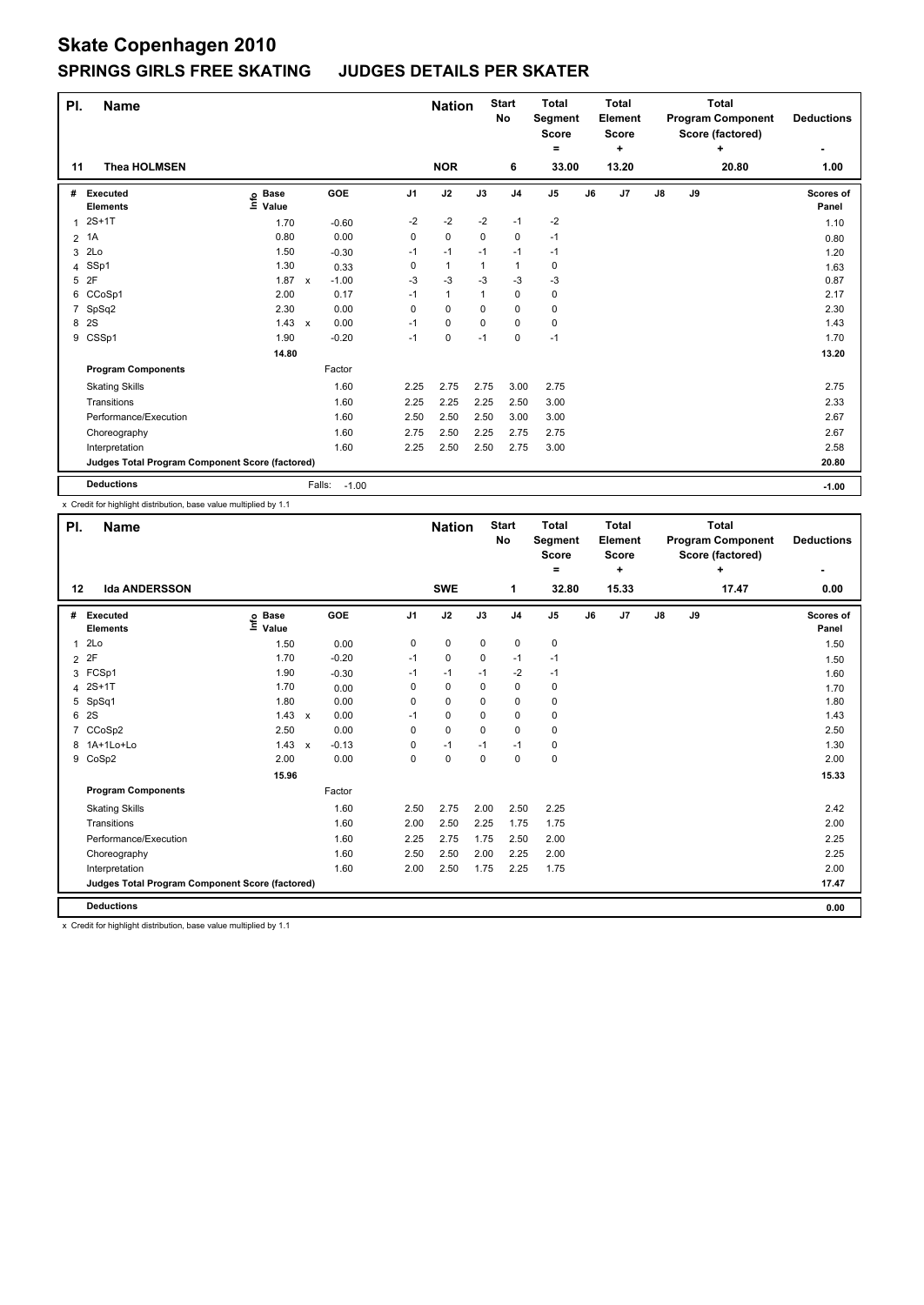# Skate Copenhagen 2010

## SPRINGS GIRLS FREE SKATING JUDGES DETAILS PER SKATER

| Pl. | Name | Nation | Start No | Total Segment Score = | Total Element Score + | Total Program Component Score (factored) + | Deductions - |
|---|---|---|---|---|---|---|---|
| 11 | Thea HOLMSEN | NOR | 6 | 33.00 | 13.20 | 20.80 | 1.00 |

| # | Executed Elements | Info | Base Value | | GOE | J1 | J2 | J3 | J4 | J5 | J6 | J7 | J8 | J9 | Scores of Panel |
|---|---|---|---|---|---|---|---|---|---|---|---|---|---|---|---|
| 1 | 2S+1T | | 1.70 | | -0.60 | -2 | -2 | -2 | -1 | -2 | | | | | 1.10 |
| 2 | 1A | | 0.80 | | 0.00 | 0 | 0 | 0 | 0 | -1 | | | | | 0.80 |
| 3 | 2Lo | | 1.50 | | -0.30 | -1 | -1 | -1 | -1 | -1 | | | | | 1.20 |
| 4 | SSp1 | | 1.30 | | 0.33 | 0 | 1 | 1 | 1 | 0 | | | | | 1.63 |
| 5 | 2F | | 1.87 | x | -1.00 | -3 | -3 | -3 | -3 | -3 | | | | | 0.87 |
| 6 | CCoSp1 | | 2.00 | | 0.17 | -1 | 1 | 1 | 0 | 0 | | | | | 2.17 |
| 7 | SpSq2 | | 2.30 | | 0.00 | 0 | 0 | 0 | 0 | 0 | | | | | 2.30 |
| 8 | 2S | | 1.43 | x | 0.00 | -1 | 0 | 0 | 0 | 0 | | | | | 1.43 |
| 9 | CSSp1 | | 1.90 | | -0.20 | -1 | 0 | -1 | 0 | -1 | | | | | 1.70 |
| | | | 14.80 | | | | | | | | | | | | 13.20 |
| | **Program Components** | | | | Factor | | | | | | | | | | |
| | Skating Skills | | | | 1.60 | 2.25 | 2.75 | 2.75 | 3.00 | 2.75 | | | | | 2.75 |
| | Transitions | | | | 1.60 | 2.25 | 2.25 | 2.25 | 2.50 | 3.00 | | | | | 2.33 |
| | Performance/Execution | | | | 1.60 | 2.50 | 2.50 | 2.50 | 3.00 | 3.00 | | | | | 2.67 |
| | Choreography | | | | 1.60 | 2.75 | 2.50 | 2.25 | 2.75 | 2.75 | | | | | 2.67 |
| | Interpretation | | | | 1.60 | 2.25 | 2.50 | 2.50 | 2.75 | 3.00 | | | | | 2.58 |
| | **Judges Total Program Component Score (factored)** | | | | | | | | | | | | | | 20.80 |
| | **Deductions** | | | | Falls: -1.00 | | | | | | | | | | -1.00 |

x Credit for highlight distribution, base value multiplied by 1.1

| Pl. | Name | Nation | Start No | Total Segment Score = | Total Element Score + | Total Program Component Score (factored) + | Deductions - |
|---|---|---|---|---|---|---|---|
| 12 | Ida ANDERSSON | SWE | 1 | 32.80 | 15.33 | 17.47 | 0.00 |

| # | Executed Elements | Info | Base Value | | GOE | J1 | J2 | J3 | J4 | J5 | J6 | J7 | J8 | J9 | Scores of Panel |
|---|---|---|---|---|---|---|---|---|---|---|---|---|---|---|---|
| 1 | 2Lo | | 1.50 | | 0.00 | 0 | 0 | 0 | 0 | 0 | | | | | 1.50 |
| 2 | 2F | | 1.70 | | -0.20 | -1 | 0 | 0 | -1 | -1 | | | | | 1.50 |
| 3 | FCSp1 | | 1.90 | | -0.30 | -1 | -1 | -1 | -2 | -1 | | | | | 1.60 |
| 4 | 2S+1T | | 1.70 | | 0.00 | 0 | 0 | 0 | 0 | 0 | | | | | 1.70 |
| 5 | SpSq1 | | 1.80 | | 0.00 | 0 | 0 | 0 | 0 | 0 | | | | | 1.80 |
| 6 | 2S | | 1.43 | x | 0.00 | -1 | 0 | 0 | 0 | 0 | | | | | 1.43 |
| 7 | CCoSp2 | | 2.50 | | 0.00 | 0 | 0 | 0 | 0 | 0 | | | | | 2.50 |
| 8 | 1A+1Lo+Lo | | 1.43 | x | -0.13 | 0 | -1 | -1 | -1 | 0 | | | | | 1.30 |
| 9 | CoSp2 | | 2.00 | | 0.00 | 0 | 0 | 0 | 0 | 0 | | | | | 2.00 |
| | | | 15.96 | | | | | | | | | | | | 15.33 |
| | **Program Components** | | | | Factor | | | | | | | | | | |
| | Skating Skills | | | | 1.60 | 2.50 | 2.75 | 2.00 | 2.50 | 2.25 | | | | | 2.42 |
| | Transitions | | | | 1.60 | 2.00 | 2.50 | 2.25 | 1.75 | 1.75 | | | | | 2.00 |
| | Performance/Execution | | | | 1.60 | 2.25 | 2.75 | 1.75 | 2.50 | 2.00 | | | | | 2.25 |
| | Choreography | | | | 1.60 | 2.50 | 2.50 | 2.00 | 2.25 | 2.00 | | | | | 2.25 |
| | Interpretation | | | | 1.60 | 2.00 | 2.50 | 1.75 | 2.25 | 1.75 | | | | | 2.00 |
| | **Judges Total Program Component Score (factored)** | | | | | | | | | | | | | | 17.47 |
| | **Deductions** | | | | | | | | | | | | | | 0.00 |

x Credit for highlight distribution, base value multiplied by 1.1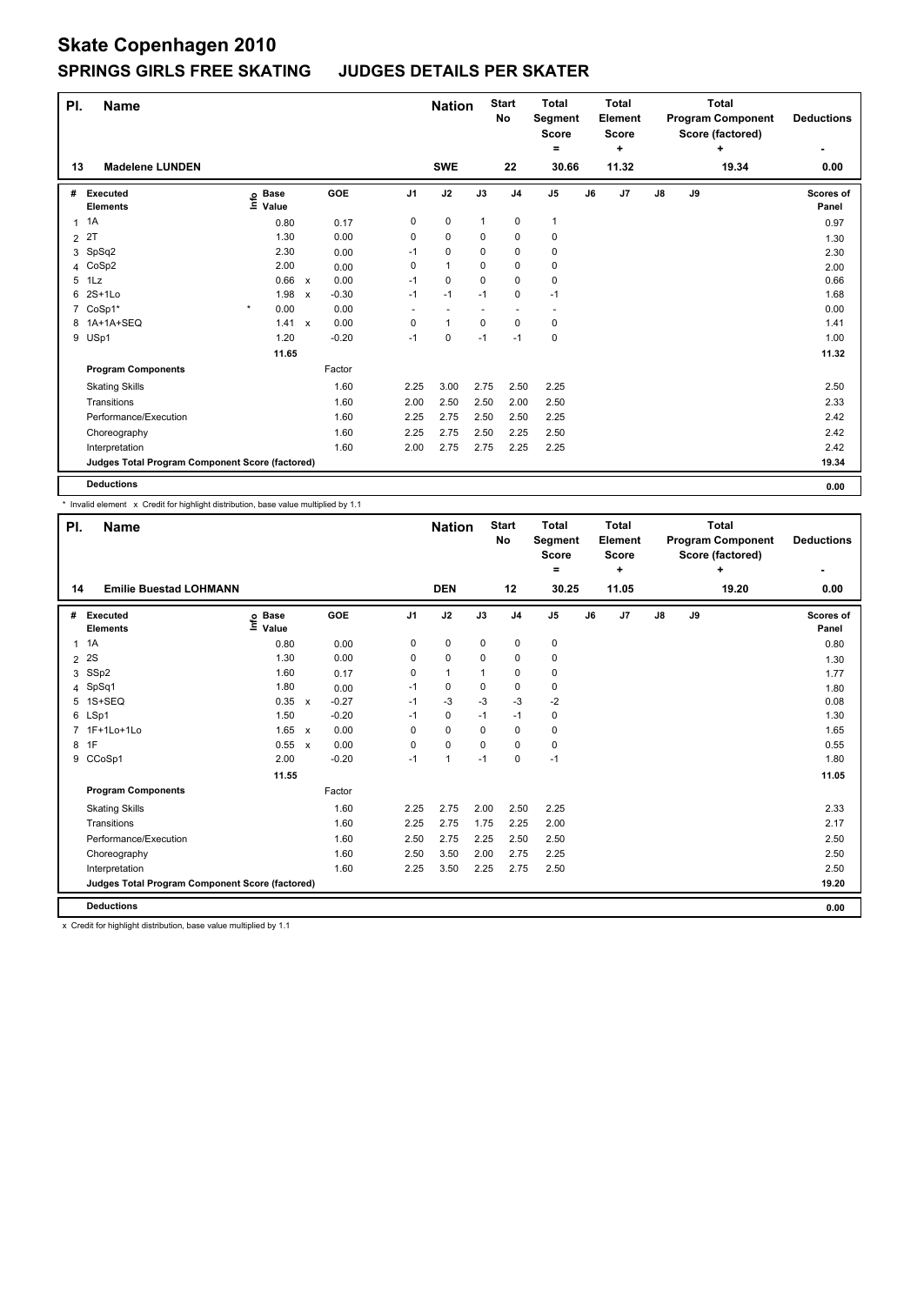# Skate Copenhagen 2010

## SPRINGS GIRLS FREE SKATING JUDGES DETAILS PER SKATER

| Pl. | Name | Nation | Start No | Total Segment Score = | Total Element Score + | Total Program Component Score (factored) + | Deductions - |
|---|---|---|---|---|---|---|---|
| 13 | Madelene LUNDEN | SWE | 22 | 30.66 | 11.32 | 19.34 | 0.00 |

| # | Executed Elements | Info | Base Value | | GOE | J1 | J2 | J3 | J4 | J5 | J6 | J7 | J8 | J9 | Scores of Panel |
|---|---|---|---|---|---|---|---|---|---|---|---|---|---|---|---|
| 1 | 1A | | 0.80 | | 0.17 | 0 | 0 | 1 | 0 | 1 | | | | | 0.97 |
| 2 | 2T | | 1.30 | | 0.00 | 0 | 0 | 0 | 0 | 0 | | | | | 1.30 |
| 3 | SpSq2 | | 2.30 | | 0.00 | -1 | 0 | 0 | 0 | 0 | | | | | 2.30 |
| 4 | CoSp2 | | 2.00 | | 0.00 | 0 | 1 | 0 | 0 | 0 | | | | | 2.00 |
| 5 | 1Lz | | 0.66 | x | 0.00 | -1 | 0 | 0 | 0 | 0 | | | | | 0.66 |
| 6 | 2S+1Lo | | 1.98 | x | -0.30 | -1 | -1 | -1 | 0 | -1 | | | | | 1.68 |
| 7 | CoSp1* | * | 0.00 | | 0.00 | - | - | - | - | - | | | | | 0.00 |
| 8 | 1A+1A+SEQ | | 1.41 | x | 0.00 | 0 | 1 | 0 | 0 | 0 | | | | | 1.41 |
| 9 | USp1 | | 1.20 | | -0.20 | -1 | 0 | -1 | -1 | 0 | | | | | 1.00 |
| | | | 11.65 | | | | | | | | | | | | 11.32 |
| | **Program Components** | | | | Factor | | | | | | | | | | |
| | Skating Skills | | | | 1.60 | 2.25 | 3.00 | 2.75 | 2.50 | 2.25 | | | | | 2.50 |
| | Transitions | | | | 1.60 | 2.00 | 2.50 | 2.50 | 2.00 | 2.50 | | | | | 2.33 |
| | Performance/Execution | | | | 1.60 | 2.25 | 2.75 | 2.50 | 2.50 | 2.25 | | | | | 2.42 |
| | Choreography | | | | 1.60 | 2.25 | 2.75 | 2.50 | 2.25 | 2.50 | | | | | 2.42 |
| | Interpretation | | | | 1.60 | 2.00 | 2.75 | 2.75 | 2.25 | 2.25 | | | | | 2.42 |
| | **Judges Total Program Component Score (factored)** | | | | | | | | | | | | | | 19.34 |
| | **Deductions** | | | | | | | | | | | | | | 0.00 |

\* Invalid element x Credit for highlight distribution, base value multiplied by 1.1

| Pl. | Name | Nation | Start No | Total Segment Score = | Total Element Score + | Total Program Component Score (factored) + | Deductions - |
|---|---|---|---|---|---|---|---|
| 14 | Emilie Buestad LOHMANN | DEN | 12 | 30.25 | 11.05 | 19.20 | 0.00 |

| # | Executed Elements | Info | Base Value | | GOE | J1 | J2 | J3 | J4 | J5 | J6 | J7 | J8 | J9 | Scores of Panel |
|---|---|---|---|---|---|---|---|---|---|---|---|---|---|---|---|
| 1 | 1A | | 0.80 | | 0.00 | 0 | 0 | 0 | 0 | 0 | | | | | 0.80 |
| 2 | 2S | | 1.30 | | 0.00 | 0 | 0 | 0 | 0 | 0 | | | | | 1.30 |
| 3 | SSp2 | | 1.60 | | 0.17 | 0 | 1 | 1 | 0 | 0 | | | | | 1.77 |
| 4 | SpSq1 | | 1.80 | | 0.00 | -1 | 0 | 0 | 0 | 0 | | | | | 1.80 |
| 5 | 1S+SEQ | | 0.35 | x | -0.27 | -1 | -3 | -3 | -3 | -2 | | | | | 0.08 |
| 6 | LSp1 | | 1.50 | | -0.20 | -1 | 0 | -1 | -1 | 0 | | | | | 1.30 |
| 7 | 1F+1Lo+1Lo | | 1.65 | x | 0.00 | 0 | 0 | 0 | 0 | 0 | | | | | 1.65 |
| 8 | 1F | | 0.55 | x | 0.00 | 0 | 0 | 0 | 0 | 0 | | | | | 0.55 |
| 9 | CCoSp1 | | 2.00 | | -0.20 | -1 | 1 | -1 | 0 | -1 | | | | | 1.80 |
| | | | 11.55 | | | | | | | | | | | | 11.05 |
| | **Program Components** | | | | Factor | | | | | | | | | | |
| | Skating Skills | | | | 1.60 | 2.25 | 2.75 | 2.00 | 2.50 | 2.25 | | | | | 2.33 |
| | Transitions | | | | 1.60 | 2.25 | 2.75 | 1.75 | 2.25 | 2.00 | | | | | 2.17 |
| | Performance/Execution | | | | 1.60 | 2.50 | 2.75 | 2.25 | 2.50 | 2.50 | | | | | 2.50 |
| | Choreography | | | | 1.60 | 2.50 | 3.50 | 2.00 | 2.75 | 2.25 | | | | | 2.50 |
| | Interpretation | | | | 1.60 | 2.25 | 3.50 | 2.25 | 2.75 | 2.50 | | | | | 2.50 |
| | **Judges Total Program Component Score (factored)** | | | | | | | | | | | | | | 19.20 |
| | **Deductions** | | | | | | | | | | | | | | 0.00 |

x Credit for highlight distribution, base value multiplied by 1.1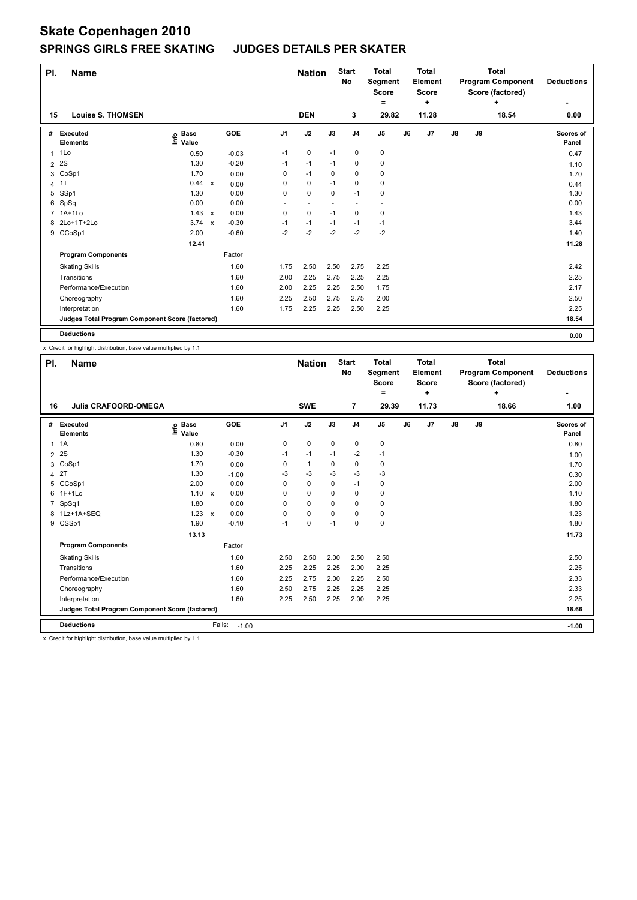# Skate Copenhagen 2010

## SPRINGS GIRLS FREE SKATING JUDGES DETAILS PER SKATER

| Pl. | Name | Nation | Start No | Total Segment Score = | Total Element Score + | Total Program Component Score (factored) + | Deductions - |
|---|---|---|---|---|---|---|---|
| 15 | Louise S. THOMSEN | DEN | 3 | 29.82 | 11.28 | 18.54 | 0.00 |

| # | Executed Elements | Info | Base Value | | GOE | J1 | J2 | J3 | J4 | J5 | J6 | J7 | J8 | J9 | Scores of Panel |
|---|---|---|---|---|---|---|---|---|---|---|---|---|---|---|---|
| 1 | 1Lo | | 0.50 | | -0.03 | -1 | 0 | -1 | 0 | 0 | | | | | 0.47 |
| 2 | 2S | | 1.30 | | -0.20 | -1 | -1 | -1 | 0 | 0 | | | | | 1.10 |
| 3 | CoSp1 | | 1.70 | | 0.00 | 0 | -1 | 0 | 0 | 0 | | | | | 1.70 |
| 4 | 1T | | 0.44 | x | 0.00 | 0 | 0 | -1 | 0 | 0 | | | | | 0.44 |
| 5 | SSp1 | | 1.30 | | 0.00 | 0 | 0 | 0 | -1 | 0 | | | | | 1.30 |
| 6 | SpSq | | 0.00 | | 0.00 | - | - | - | - | - | | | | | 0.00 |
| 7 | 1A+1Lo | | 1.43 | x | 0.00 | 0 | 0 | -1 | 0 | 0 | | | | | 1.43 |
| 8 | 2Lo+1T+2Lo | | 3.74 | x | -0.30 | -1 | -1 | -1 | -1 | -1 | | | | | 3.44 |
| 9 | CCoSp1 | | 2.00 | | -0.60 | -2 | -2 | -2 | -2 | -2 | | | | | 1.40 |
| | | | 12.41 | | | | | | | | | | | | 11.28 |
| | **Program Components** | | | | Factor | | | | | | | | | | |
| | Skating Skills | | | | 1.60 | 1.75 | 2.50 | 2.50 | 2.75 | 2.25 | | | | | 2.42 |
| | Transitions | | | | 1.60 | 2.00 | 2.25 | 2.75 | 2.25 | 2.25 | | | | | 2.25 |
| | Performance/Execution | | | | 1.60 | 2.00 | 2.25 | 2.25 | 2.50 | 1.75 | | | | | 2.17 |
| | Choreography | | | | 1.60 | 2.25 | 2.50 | 2.75 | 2.75 | 2.00 | | | | | 2.50 |
| | Interpretation | | | | 1.60 | 1.75 | 2.25 | 2.25 | 2.50 | 2.25 | | | | | 2.25 |
| | **Judges Total Program Component Score (factored)** | | | | | | | | | | | | | | 18.54 |
| | **Deductions** | | | | | | | | | | | | | | 0.00 |

x Credit for highlight distribution, base value multiplied by 1.1

| Pl. | Name | Nation | Start No | Total Segment Score = | Total Element Score + | Total Program Component Score (factored) + | Deductions - |
|---|---|---|---|---|---|---|---|
| 16 | Julia CRAFOORD-OMEGA | SWE | 7 | 29.39 | 11.73 | 18.66 | 1.00 |

| # | Executed Elements | Info | Base Value | | GOE | J1 | J2 | J3 | J4 | J5 | J6 | J7 | J8 | J9 | Scores of Panel |
|---|---|---|---|---|---|---|---|---|---|---|---|---|---|---|---|
| 1 | 1A | | 0.80 | | 0.00 | 0 | 0 | 0 | 0 | 0 | | | | | 0.80 |
| 2 | 2S | | 1.30 | | -0.30 | -1 | -1 | -1 | -2 | -1 | | | | | 1.00 |
| 3 | CoSp1 | | 1.70 | | 0.00 | 0 | 1 | 0 | 0 | 0 | | | | | 1.70 |
| 4 | 2T | | 1.30 | | -1.00 | -3 | -3 | -3 | -3 | -3 | | | | | 0.30 |
| 5 | CCoSp1 | | 2.00 | | 0.00 | 0 | 0 | 0 | -1 | 0 | | | | | 2.00 |
| 6 | 1F+1Lo | | 1.10 | x | 0.00 | 0 | 0 | 0 | 0 | 0 | | | | | 1.10 |
| 7 | SpSq1 | | 1.80 | | 0.00 | 0 | 0 | 0 | 0 | 0 | | | | | 1.80 |
| 8 | 1Lz+1A+SEQ | | 1.23 | x | 0.00 | 0 | 0 | 0 | 0 | 0 | | | | | 1.23 |
| 9 | CSSp1 | | 1.90 | | -0.10 | -1 | 0 | -1 | 0 | 0 | | | | | 1.80 |
| | | | 13.13 | | | | | | | | | | | | 11.73 |
| | **Program Components** | | | | Factor | | | | | | | | | | |
| | Skating Skills | | | | 1.60 | 2.50 | 2.50 | 2.00 | 2.50 | 2.50 | | | | | 2.50 |
| | Transitions | | | | 1.60 | 2.25 | 2.25 | 2.25 | 2.00 | 2.25 | | | | | 2.25 |
| | Performance/Execution | | | | 1.60 | 2.25 | 2.75 | 2.00 | 2.25 | 2.50 | | | | | 2.33 |
| | Choreography | | | | 1.60 | 2.50 | 2.75 | 2.25 | 2.25 | 2.25 | | | | | 2.33 |
| | Interpretation | | | | 1.60 | 2.25 | 2.50 | 2.25 | 2.00 | 2.25 | | | | | 2.25 |
| | **Judges Total Program Component Score (factored)** | | | | | | | | | | | | | | 18.66 |
| | **Deductions** | | | | Falls: -1.00 | | | | | | | | | | -1.00 |

x Credit for highlight distribution, base value multiplied by 1.1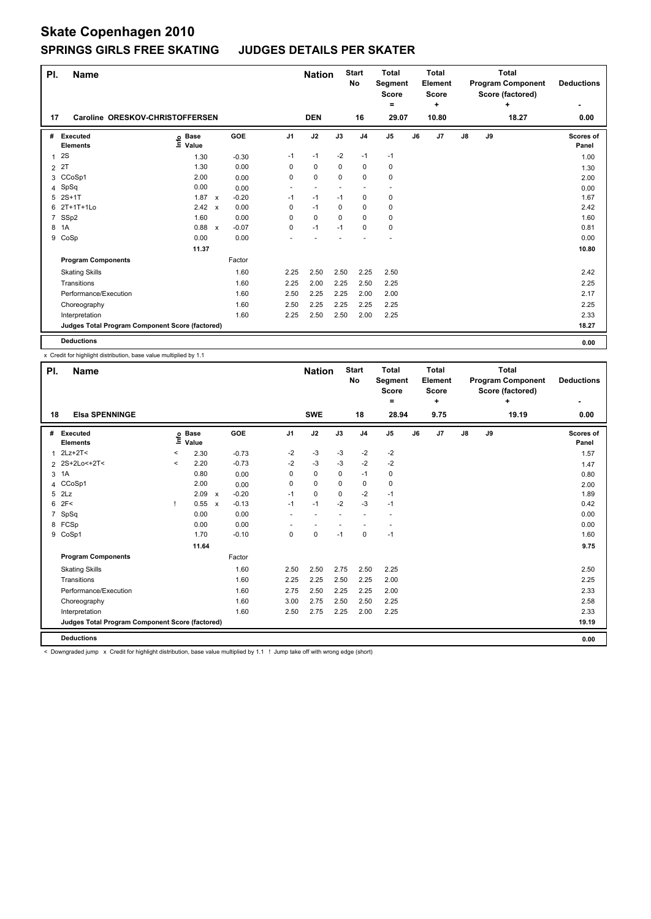# Skate Copenhagen 2010

## SPRINGS GIRLS FREE SKATING JUDGES DETAILS PER SKATER

| Pl. | Name | Nation | Start No | Total Segment Score = | Total Element Score + | Total Program Component Score (factored) + | Deductions - |
|---|---|---|---|---|---|---|---|
| 17 | Caroline ORESKOV-CHRISTOFFERSEN | DEN | 16 | 29.07 | 10.80 | 18.27 | 0.00 |

| # | Executed Elements | Info | Base Value | | GOE | J1 | J2 | J3 | J4 | J5 | J6 | J7 | J8 | J9 | Scores of Panel |
|---|---|---|---|---|---|---|---|---|---|---|---|---|---|---|---|
| 1 | 2S | | 1.30 | | -0.30 | -1 | -1 | -2 | -1 | -1 | | | | | 1.00 |
| 2 | 2T | | 1.30 | | 0.00 | 0 | 0 | 0 | 0 | 0 | | | | | 1.30 |
| 3 | CCoSp1 | | 2.00 | | 0.00 | 0 | 0 | 0 | 0 | 0 | | | | | 2.00 |
| 4 | SpSq | | 0.00 | | 0.00 | - | - | - | - | - | | | | | 0.00 |
| 5 | 2S+1T | | 1.87 | x | -0.20 | -1 | -1 | -1 | 0 | 0 | | | | | 1.67 |
| 6 | 2T+1T+1Lo | | 2.42 | x | 0.00 | 0 | -1 | 0 | 0 | 0 | | | | | 2.42 |
| 7 | SSp2 | | 1.60 | | 0.00 | 0 | 0 | 0 | 0 | 0 | | | | | 1.60 |
| 8 | 1A | | 0.88 | x | -0.07 | 0 | -1 | -1 | 0 | 0 | | | | | 0.81 |
| 9 | CoSp | | 0.00 | | 0.00 | - | - | - | - | - | | | | | 0.00 |
| | | | 11.37 | | | | | | | | | | | | 10.80 |
| | **Program Components** | | | | Factor | | | | | | | | | | |
| | Skating Skills | | | | 1.60 | 2.25 | 2.50 | 2.50 | 2.25 | 2.50 | | | | | 2.42 |
| | Transitions | | | | 1.60 | 2.25 | 2.00 | 2.25 | 2.50 | 2.25 | | | | | 2.25 |
| | Performance/Execution | | | | 1.60 | 2.50 | 2.25 | 2.25 | 2.00 | 2.00 | | | | | 2.17 |
| | Choreography | | | | 1.60 | 2.50 | 2.25 | 2.25 | 2.25 | 2.25 | | | | | 2.25 |
| | Interpretation | | | | 1.60 | 2.25 | 2.50 | 2.50 | 2.00 | 2.25 | | | | | 2.33 |
| | **Judges Total Program Component Score (factored)** | | | | | | | | | | | | | | 18.27 |
| | **Deductions** | | | | | | | | | | | | | | 0.00 |

x Credit for highlight distribution, base value multiplied by 1.1

| Pl. | Name | Nation | Start No | Total Segment Score = | Total Element Score + | Total Program Component Score (factored) + | Deductions - |
|---|---|---|---|---|---|---|---|
| 18 | Elsa SPENNINGE | SWE | 18 | 28.94 | 9.75 | 19.19 | 0.00 |

| # | Executed Elements | Info | Base Value | | GOE | J1 | J2 | J3 | J4 | J5 | J6 | J7 | J8 | J9 | Scores of Panel |
|---|---|---|---|---|---|---|---|---|---|---|---|---|---|---|---|
| 1 | 2Lz+2T< | < | 2.30 | | -0.73 | -2 | -3 | -3 | -2 | -2 | | | | | 1.57 |
| 2 | 2S+2Lo<+2T< | < | 2.20 | | -0.73 | -2 | -3 | -3 | -2 | -2 | | | | | 1.47 |
| 3 | 1A | | 0.80 | | 0.00 | 0 | 0 | 0 | -1 | 0 | | | | | 0.80 |
| 4 | CCoSp1 | | 2.00 | | 0.00 | 0 | 0 | 0 | 0 | 0 | | | | | 2.00 |
| 5 | 2Lz | | 2.09 | x | -0.20 | -1 | 0 | 0 | -2 | -1 | | | | | 1.89 |
| 6 | 2F< | ! | 0.55 | x | -0.13 | -1 | -1 | -2 | -3 | -1 | | | | | 0.42 |
| 7 | SpSq | | 0.00 | | 0.00 | - | - | - | - | - | | | | | 0.00 |
| 8 | FCSp | | 0.00 | | 0.00 | - | - | - | - | - | | | | | 0.00 |
| 9 | CoSp1 | | 1.70 | | -0.10 | 0 | 0 | -1 | 0 | -1 | | | | | 1.60 |
| | | | 11.64 | | | | | | | | | | | | 9.75 |
| | **Program Components** | | | | Factor | | | | | | | | | | |
| | Skating Skills | | | | 1.60 | 2.50 | 2.50 | 2.75 | 2.50 | 2.25 | | | | | 2.50 |
| | Transitions | | | | 1.60 | 2.25 | 2.25 | 2.50 | 2.25 | 2.00 | | | | | 2.25 |
| | Performance/Execution | | | | 1.60 | 2.75 | 2.50 | 2.25 | 2.25 | 2.00 | | | | | 2.33 |
| | Choreography | | | | 1.60 | 3.00 | 2.75 | 2.50 | 2.50 | 2.25 | | | | | 2.58 |
| | Interpretation | | | | 1.60 | 2.50 | 2.75 | 2.25 | 2.00 | 2.25 | | | | | 2.33 |
| | **Judges Total Program Component Score (factored)** | | | | | | | | | | | | | | 19.19 |
| | **Deductions** | | | | | | | | | | | | | | 0.00 |

< Downgraded jump x Credit for highlight distribution, base value multiplied by 1.1 ! Jump take off with wrong edge (short)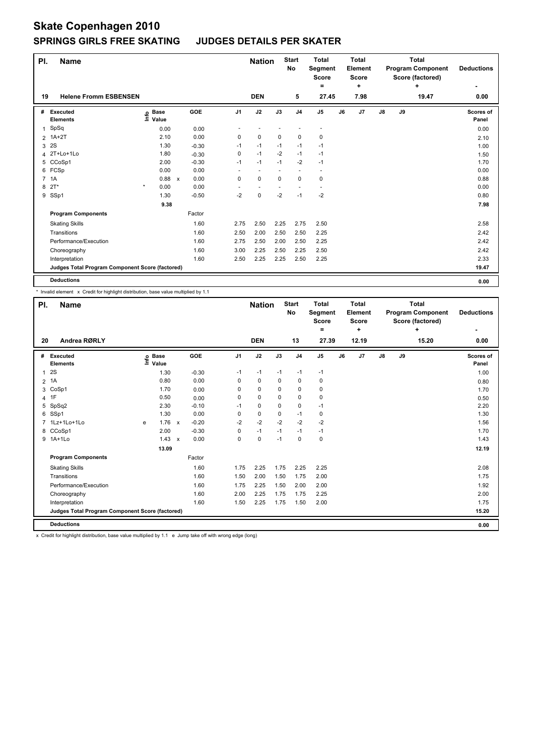# Skate Copenhagen 2010

## SPRINGS GIRLS FREE SKATING JUDGES DETAILS PER SKATER

| Pl. | Name | Nation | Start No | Total Segment Score = | Total Element Score + | Total Program Component Score (factored) + | Deductions - |
|---|---|---|---|---|---|---|---|
| 19 | Helene Fromm ESBENSEN | DEN | 5 | 27.45 | 7.98 | 19.47 | 0.00 |

| # | Executed Elements | Info | Base Value | | GOE | J1 | J2 | J3 | J4 | J5 | J6 | J7 | J8 | J9 | Scores of Panel |
|---|---|---|---|---|---|---|---|---|---|---|---|---|---|---|---|
| 1 | SpSq | | 0.00 | | 0.00 | - | - | - | - | - | | | | | 0.00 |
| 2 | 1A+2T | | 2.10 | | 0.00 | 0 | 0 | 0 | 0 | 0 | | | | | 2.10 |
| 3 | 2S | | 1.30 | | -0.30 | -1 | -1 | -1 | -1 | -1 | | | | | 1.00 |
| 4 | 2T+Lo+1Lo | | 1.80 | | -0.30 | 0 | -1 | -2 | -1 | -1 | | | | | 1.50 |
| 5 | CCoSp1 | | 2.00 | | -0.30 | -1 | -1 | -1 | -2 | -1 | | | | | 1.70 |
| 6 | FCSp | | 0.00 | | 0.00 | - | - | - | - | - | | | | | 0.00 |
| 7 | 1A | | 0.88 | x | 0.00 | 0 | 0 | 0 | 0 | 0 | | | | | 0.88 |
| 8 | 2T* | * | 0.00 | | 0.00 | - | - | - | - | - | | | | | 0.00 |
| 9 | SSp1 | | 1.30 | | -0.50 | -2 | 0 | -2 | -1 | -2 | | | | | 0.80 |
| | | | 9.38 | | | | | | | | | | | | 7.98 |
| | **Program Components** | | | | Factor | | | | | | | | | | |
| | Skating Skills | | | | 1.60 | 2.75 | 2.50 | 2.25 | 2.75 | 2.50 | | | | | 2.58 |
| | Transitions | | | | 1.60 | 2.50 | 2.00 | 2.50 | 2.50 | 2.25 | | | | | 2.42 |
| | Performance/Execution | | | | 1.60 | 2.75 | 2.50 | 2.00 | 2.50 | 2.25 | | | | | 2.42 |
| | Choreography | | | | 1.60 | 3.00 | 2.25 | 2.50 | 2.25 | 2.50 | | | | | 2.42 |
| | Interpretation | | | | 1.60 | 2.50 | 2.25 | 2.25 | 2.50 | 2.25 | | | | | 2.33 |
| | **Judges Total Program Component Score (factored)** | | | | | | | | | | | | | | 19.47 |
| | **Deductions** | | | | | | | | | | | | | | 0.00 |

\* Invalid element x Credit for highlight distribution, base value multiplied by 1.1

| Pl. | Name | Nation | Start No | Total Segment Score = | Total Element Score + | Total Program Component Score (factored) + | Deductions - |
|---|---|---|---|---|---|---|---|
| 20 | Andrea RØRLY | DEN | 13 | 27.39 | 12.19 | 15.20 | 0.00 |

| # | Executed Elements | Info | Base Value | | GOE | J1 | J2 | J3 | J4 | J5 | J6 | J7 | J8 | J9 | Scores of Panel |
|---|---|---|---|---|---|---|---|---|---|---|---|---|---|---|---|
| 1 | 2S | | 1.30 | | -0.30 | -1 | -1 | -1 | -1 | -1 | | | | | 1.00 |
| 2 | 1A | | 0.80 | | 0.00 | 0 | 0 | 0 | 0 | 0 | | | | | 0.80 |
| 3 | CoSp1 | | 1.70 | | 0.00 | 0 | 0 | 0 | 0 | 0 | | | | | 1.70 |
| 4 | 1F | | 0.50 | | 0.00 | 0 | 0 | 0 | 0 | 0 | | | | | 0.50 |
| 5 | SpSq2 | | 2.30 | | -0.10 | -1 | 0 | 0 | 0 | -1 | | | | | 2.20 |
| 6 | SSp1 | | 1.30 | | 0.00 | 0 | 0 | 0 | -1 | 0 | | | | | 1.30 |
| 7 | 1Lz+1Lo+1Lo | e | 1.76 | x | -0.20 | -2 | -2 | -2 | -2 | -2 | | | | | 1.56 |
| 8 | CCoSp1 | | 2.00 | | -0.30 | 0 | -1 | -1 | -1 | -1 | | | | | 1.70 |
| 9 | 1A+1Lo | | 1.43 | x | 0.00 | 0 | 0 | -1 | 0 | 0 | | | | | 1.43 |
| | | | 13.09 | | | | | | | | | | | | 12.19 |
| | **Program Components** | | | | Factor | | | | | | | | | | |
| | Skating Skills | | | | 1.60 | 1.75 | 2.25 | 1.75 | 2.25 | 2.25 | | | | | 2.08 |
| | Transitions | | | | 1.60 | 1.50 | 2.00 | 1.50 | 1.75 | 2.00 | | | | | 1.75 |
| | Performance/Execution | | | | 1.60 | 1.75 | 2.25 | 1.50 | 2.00 | 2.00 | | | | | 1.92 |
| | Choreography | | | | 1.60 | 2.00 | 2.25 | 1.75 | 1.75 | 2.25 | | | | | 2.00 |
| | Interpretation | | | | 1.60 | 1.50 | 2.25 | 1.75 | 1.50 | 2.00 | | | | | 1.75 |
| | **Judges Total Program Component Score (factored)** | | | | | | | | | | | | | | 15.20 |
| | **Deductions** | | | | | | | | | | | | | | 0.00 |

x Credit for highlight distribution, base value multiplied by 1.1 e Jump take off with wrong edge (long)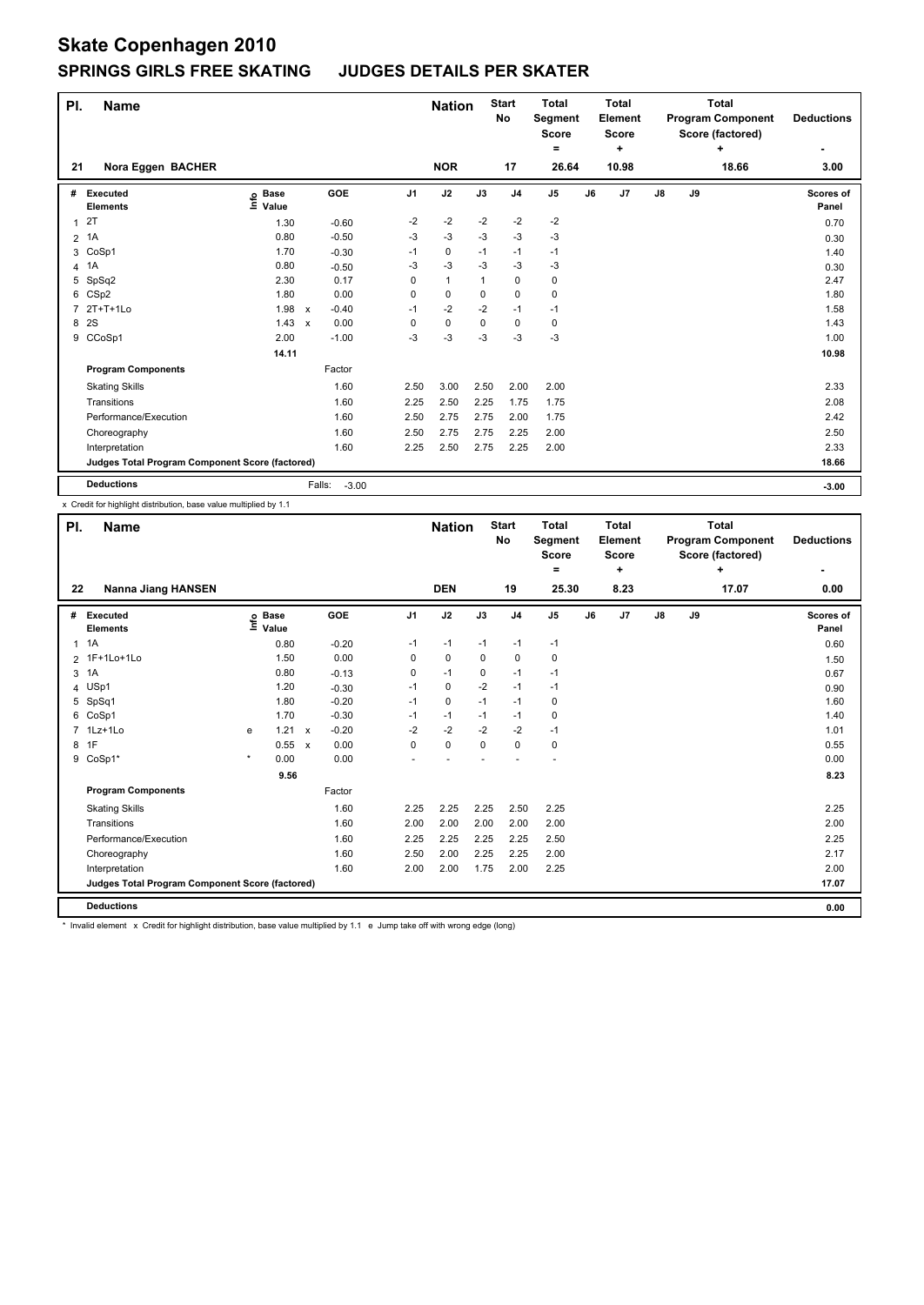# Skate Copenhagen 2010

## SPRINGS GIRLS FREE SKATING JUDGES DETAILS PER SKATER

| Pl. | Name | Nation | Start No | Total Segment Score = | Total Element Score + | Total Program Component Score (factored) + | Deductions - |
|---|---|---|---|---|---|---|---|
| 21 | Nora Eggen BACHER | NOR | 17 | 26.64 | 10.98 | 18.66 | 3.00 |

| # | Executed Elements | Info | Base Value | | GOE | J1 | J2 | J3 | J4 | J5 | J6 | J7 | J8 | J9 | Scores of Panel |
|---|---|---|---|---|---|---|---|---|---|---|---|---|---|---|---|
| 1 | 2T | | 1.30 | | -0.60 | -2 | -2 | -2 | -2 | -2 | | | | | 0.70 |
| 2 | 1A | | 0.80 | | -0.50 | -3 | -3 | -3 | -3 | -3 | | | | | 0.30 |
| 3 | CoSp1 | | 1.70 | | -0.30 | -1 | 0 | -1 | -1 | -1 | | | | | 1.40 |
| 4 | 1A | | 0.80 | | -0.50 | -3 | -3 | -3 | -3 | -3 | | | | | 0.30 |
| 5 | SpSq2 | | 2.30 | | 0.17 | 0 | 1 | 1 | 0 | 0 | | | | | 2.47 |
| 6 | CSp2 | | 1.80 | | 0.00 | 0 | 0 | 0 | 0 | 0 | | | | | 1.80 |
| 7 | 2T+T+1Lo | | 1.98 | x | -0.40 | -1 | -2 | -2 | -1 | -1 | | | | | 1.58 |
| 8 | 2S | | 1.43 | x | 0.00 | 0 | 0 | 0 | 0 | 0 | | | | | 1.43 |
| 9 | CCoSp1 | | 2.00 | | -1.00 | -3 | -3 | -3 | -3 | -3 | | | | | 1.00 |
| | | | 14.11 | | | | | | | | | | | | 10.98 |

| Program Components | Factor | J1 | J2 | J3 | J4 | J5 | J6 | J7 | J8 | J9 | |
|---|---|---|---|---|---|---|---|---|---|---|---|
| Skating Skills | 1.60 | 2.50 | 3.00 | 2.50 | 2.00 | 2.00 | | | | | 2.33 |
| Transitions | 1.60 | 2.25 | 2.50 | 2.25 | 1.75 | 1.75 | | | | | 2.08 |
| Performance/Execution | 1.60 | 2.50 | 2.75 | 2.75 | 2.00 | 1.75 | | | | | 2.42 |
| Choreography | 1.60 | 2.50 | 2.75 | 2.75 | 2.25 | 2.00 | | | | | 2.50 |
| Interpretation | 1.60 | 2.25 | 2.50 | 2.75 | 2.25 | 2.00 | | | | | 2.33 |
| Judges Total Program Component Score (factored) | | | | | | | | | | | 18.66 |

| Deductions | Falls: -3.00 | -3.00 |
|---|---|---|

x Credit for highlight distribution, base value multiplied by 1.1

| Pl. | Name | Nation | Start No | Total Segment Score = | Total Element Score + | Total Program Component Score (factored) + | Deductions - |
|---|---|---|---|---|---|---|---|
| 22 | Nanna Jiang HANSEN | DEN | 19 | 25.30 | 8.23 | 17.07 | 0.00 |

| # | Executed Elements | Info | Base Value | | GOE | J1 | J2 | J3 | J4 | J5 | J6 | J7 | J8 | J9 | Scores of Panel |
|---|---|---|---|---|---|---|---|---|---|---|---|---|---|---|---|
| 1 | 1A | | 0.80 | | -0.20 | -1 | -1 | -1 | -1 | -1 | | | | | 0.60 |
| 2 | 1F+1Lo+1Lo | | 1.50 | | 0.00 | 0 | 0 | 0 | 0 | 0 | | | | | 1.50 |
| 3 | 1A | | 0.80 | | -0.13 | 0 | -1 | 0 | -1 | -1 | | | | | 0.67 |
| 4 | USp1 | | 1.20 | | -0.30 | -1 | 0 | -2 | -1 | -1 | | | | | 0.90 |
| 5 | SpSq1 | | 1.80 | | -0.20 | -1 | 0 | -1 | -1 | 0 | | | | | 1.60 |
| 6 | CoSp1 | | 1.70 | | -0.30 | -1 | -1 | -1 | -1 | 0 | | | | | 1.40 |
| 7 | 1Lz+1Lo | e | 1.21 | x | -0.20 | -2 | -2 | -2 | -2 | -1 | | | | | 1.01 |
| 8 | 1F | | 0.55 | x | 0.00 | 0 | 0 | 0 | 0 | 0 | | | | | 0.55 |
| 9 | CoSp1* | * | 0.00 | | 0.00 | - | - | - | - | - | | | | | 0.00 |
| | | | 9.56 | | | | | | | | | | | | 8.23 |

| Program Components | Factor | J1 | J2 | J3 | J4 | J5 | J6 | J7 | J8 | J9 | |
|---|---|---|---|---|---|---|---|---|---|---|---|
| Skating Skills | 1.60 | 2.25 | 2.25 | 2.25 | 2.50 | 2.25 | | | | | 2.25 |
| Transitions | 1.60 | 2.00 | 2.00 | 2.00 | 2.00 | 2.00 | | | | | 2.00 |
| Performance/Execution | 1.60 | 2.25 | 2.25 | 2.25 | 2.25 | 2.50 | | | | | 2.25 |
| Choreography | 1.60 | 2.50 | 2.00 | 2.25 | 2.25 | 2.00 | | | | | 2.17 |
| Interpretation | 1.60 | 2.00 | 2.00 | 1.75 | 2.00 | 2.25 | | | | | 2.00 |
| Judges Total Program Component Score (factored) | | | | | | | | | | | 17.07 |

| Deductions | | 0.00 |
|---|---|---|

* Invalid element x Credit for highlight distribution, base value multiplied by 1.1 e Jump take off with wrong edge (long)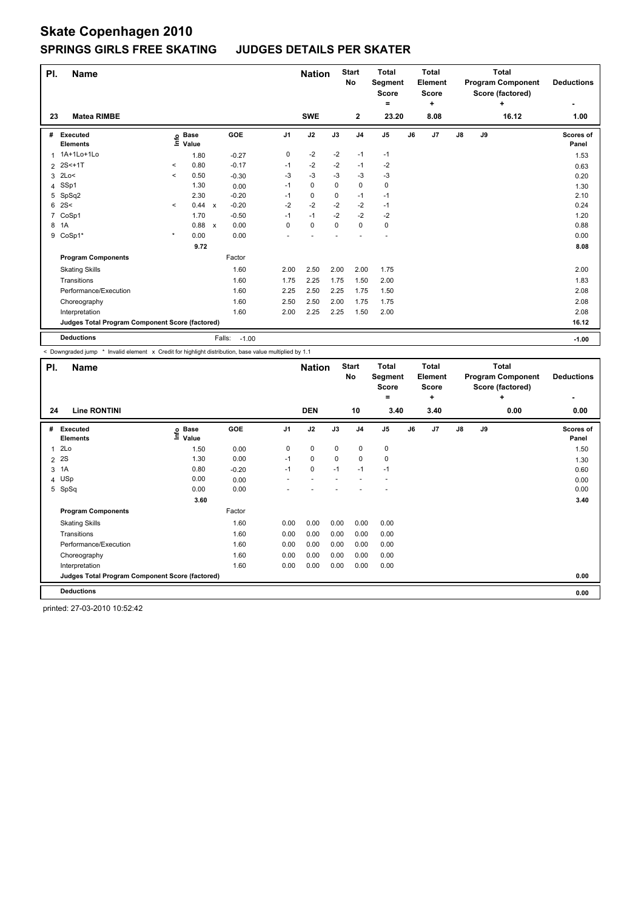# Skate Copenhagen 2010

## SPRINGS GIRLS FREE SKATING JUDGES DETAILS PER SKATER

| Pl. | Name | Nation | Start No | Total Segment Score = | Total Element Score + | Total Program Component Score (factored) + | Deductions - |
|---|---|---|---|---|---|---|---|
| 23 | Matea RIMBE | SWE | 2 | 23.20 | 8.08 | 16.12 | 1.00 |

| # | Executed Elements | Info | Base Value | | GOE | J1 | J2 | J3 | J4 | J5 | J6 | J7 | J8 | J9 | Scores of Panel |
|---|---|---|---|---|---|---|---|---|---|---|---|---|---|---|---|
| 1 | 1A+1Lo+1Lo | | 1.80 | | -0.27 | 0 | -2 | -2 | -1 | -1 | | | | | 1.53 |
| 2 | 2S<+1T | < | 0.80 | | -0.17 | -1 | -2 | -2 | -1 | -2 | | | | | 0.63 |
| 3 | 2Lo< | < | 0.50 | | -0.30 | -3 | -3 | -3 | -3 | -3 | | | | | 0.20 |
| 4 | SSp1 | | 1.30 | | 0.00 | -1 | 0 | 0 | 0 | 0 | | | | | 1.30 |
| 5 | SpSq2 | | 2.30 | | -0.20 | -1 | 0 | 0 | -1 | -1 | | | | | 2.10 |
| 6 | 2S< | < | 0.44 | x | -0.20 | -2 | -2 | -2 | -2 | -1 | | | | | 0.24 |
| 7 | CoSp1 | | 1.70 | | -0.50 | -1 | -1 | -2 | -2 | -2 | | | | | 1.20 |
| 8 | 1A | | 0.88 | x | 0.00 | 0 | 0 | 0 | 0 | 0 | | | | | 0.88 |
| 9 | CoSp1* | * | 0.00 | | 0.00 | - | - | - | - | - | | | | | 0.00 |
| | | | 9.72 | | | | | | | | | | | | 8.08 |
| | **Program Components** | | | | Factor | | | | | | | | | | |
| | Skating Skills | | | | 1.60 | 2.00 | 2.50 | 2.00 | 2.00 | 1.75 | | | | | 2.00 |
| | Transitions | | | | 1.60 | 1.75 | 2.25 | 1.75 | 1.50 | 2.00 | | | | | 1.83 |
| | Performance/Execution | | | | 1.60 | 2.25 | 2.50 | 2.25 | 1.75 | 1.50 | | | | | 2.08 |
| | Choreography | | | | 1.60 | 2.50 | 2.50 | 2.00 | 1.75 | 1.75 | | | | | 2.08 |
| | Interpretation | | | | 1.60 | 2.00 | 2.25 | 2.25 | 1.50 | 2.00 | | | | | 2.08 |
| | **Judges Total Program Component Score (factored)** | | | | | | | | | | | | | | 16.12 |
| | **Deductions** | | | | Falls: -1.00 | | | | | | | | | | -1.00 |

< Downgraded jump * Invalid element x Credit for highlight distribution, base value multiplied by 1.1

| Pl. | Name | Nation | Start No | Total Segment Score = | Total Element Score + | Total Program Component Score (factored) + | Deductions - |
|---|---|---|---|---|---|---|---|
| 24 | Line RONTINI | DEN | 10 | 3.40 | 3.40 | 0.00 | 0.00 |

| # | Executed Elements | Info | Base Value | GOE | J1 | J2 | J3 | J4 | J5 | J6 | J7 | J8 | J9 | Scores of Panel |
|---|---|---|---|---|---|---|---|---|---|---|---|---|---|---|
| 1 | 2Lo | | 1.50 | 0.00 | 0 | 0 | 0 | 0 | 0 | | | | | 1.50 |
| 2 | 2S | | 1.30 | 0.00 | -1 | 0 | 0 | 0 | 0 | | | | | 1.30 |
| 3 | 1A | | 0.80 | -0.20 | -1 | 0 | -1 | -1 | -1 | | | | | 0.60 |
| 4 | USp | | 0.00 | 0.00 | - | - | - | - | - | | | | | 0.00 |
| 5 | SpSq | | 0.00 | 0.00 | - | - | - | - | - | | | | | 0.00 |
| | | | 3.60 | | | | | | | | | | | 3.40 |
| | **Program Components** | | | Factor | | | | | | | | | | |
| | Skating Skills | | | 1.60 | 0.00 | 0.00 | 0.00 | 0.00 | 0.00 | | | | | |
| | Transitions | | | 1.60 | 0.00 | 0.00 | 0.00 | 0.00 | 0.00 | | | | | |
| | Performance/Execution | | | 1.60 | 0.00 | 0.00 | 0.00 | 0.00 | 0.00 | | | | | |
| | Choreography | | | 1.60 | 0.00 | 0.00 | 0.00 | 0.00 | 0.00 | | | | | |
| | Interpretation | | | 1.60 | 0.00 | 0.00 | 0.00 | 0.00 | 0.00 | | | | | |
| | **Judges Total Program Component Score (factored)** | | | | | | | | | | | | | 0.00 |
| | **Deductions** | | | | | | | | | | | | | 0.00 |

printed: 27-03-2010 10:52:42